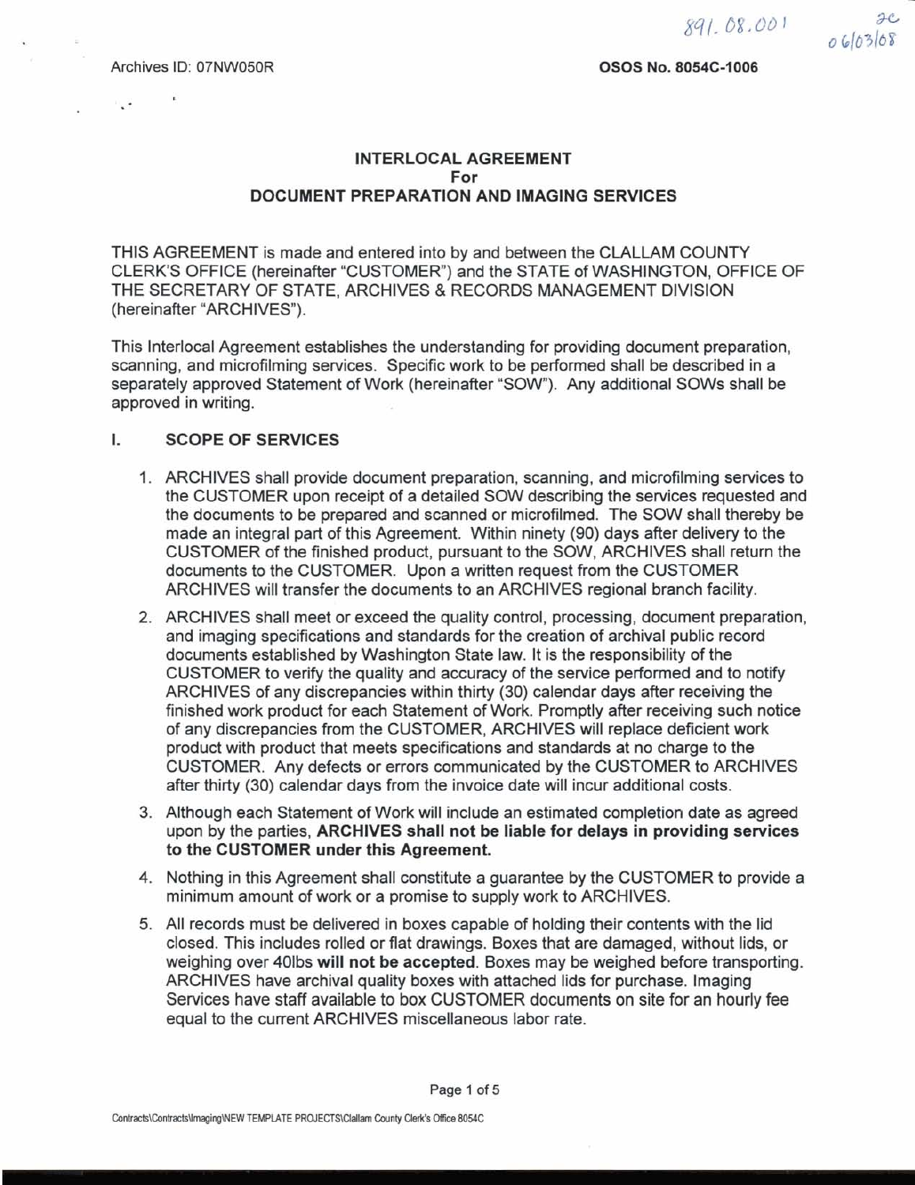891.08.001 2c 06/03/08

Archives ID: 07NW050R **OSOS No. 8054C-1006**

# INTERLOCAL AGREEMENT
## For
## DOCUMENT PREPARATION AND IMAGING SERVICES

THIS AGREEMENT is made and entered into by and between the CLALLAM COUNTY CLERK'S OFFICE (hereinafter "CUSTOMER") and the STATE of WASHINGTON, OFFICE OF THE SECRETARY OF STATE, ARCHIVES & RECORDS MANAGEMENT DIVISION (hereinafter "ARCHIVES").

This Interlocal Agreement establishes the understanding for providing document preparation, scanning, and microfilming services. Specific work to be performed shall be described in a separately approved Statement of Work (hereinafter "SOW"). Any additional SOWs shall be approved in writing.

## I. SCOPE OF SERVICES

1. ARCHIVES shall provide document preparation, scanning, and microfilming services to the CUSTOMER upon receipt of a detailed SOW describing the services requested and the documents to be prepared and scanned or microfilmed. The SOW shall thereby be made an integral part of this Agreement. Within ninety (90) days after delivery to the CUSTOMER of the finished product, pursuant to the SOW, ARCHIVES shall return the documents to the CUSTOMER. Upon a written request from the CUSTOMER ARCHIVES will transfer the documents to an ARCHIVES regional branch facility.
2. ARCHIVES shall meet or exceed the quality control, processing, document preparation, and imaging specifications and standards for the creation of archival public record documents established by Washington State law. It is the responsibility of the CUSTOMER to verify the quality and accuracy of the service performed and to notify ARCHIVES of any discrepancies within thirty (30) calendar days after receiving the finished work product for each Statement of Work. Promptly after receiving such notice of any discrepancies from the CUSTOMER, ARCHIVES will replace deficient work product with product that meets specifications and standards at no charge to the CUSTOMER. Any defects or errors communicated by the CUSTOMER to ARCHIVES after thirty (30) calendar days from the invoice date will incur additional costs.
3. Although each Statement of Work will include an estimated completion date as agreed upon by the parties, **ARCHIVES shall not be liable for delays in providing services to the CUSTOMER under this Agreement.**
4. Nothing in this Agreement shall constitute a guarantee by the CUSTOMER to provide a minimum amount of work or a promise to supply work to ARCHIVES.
5. All records must be delivered in boxes capable of holding their contents with the lid closed. This includes rolled or flat drawings. Boxes that are damaged, without lids, or weighing over 40lbs **will not be accepted**. Boxes may be weighed before transporting. ARCHIVES have archival quality boxes with attached lids for purchase. Imaging Services have staff available to box CUSTOMER documents on site for an hourly fee equal to the current ARCHIVES miscellaneous labor rate.

Contracts\Contracts\Imaging\NEW TEMPLATE PROJECTS\Clallam County Clerk's Office 8054C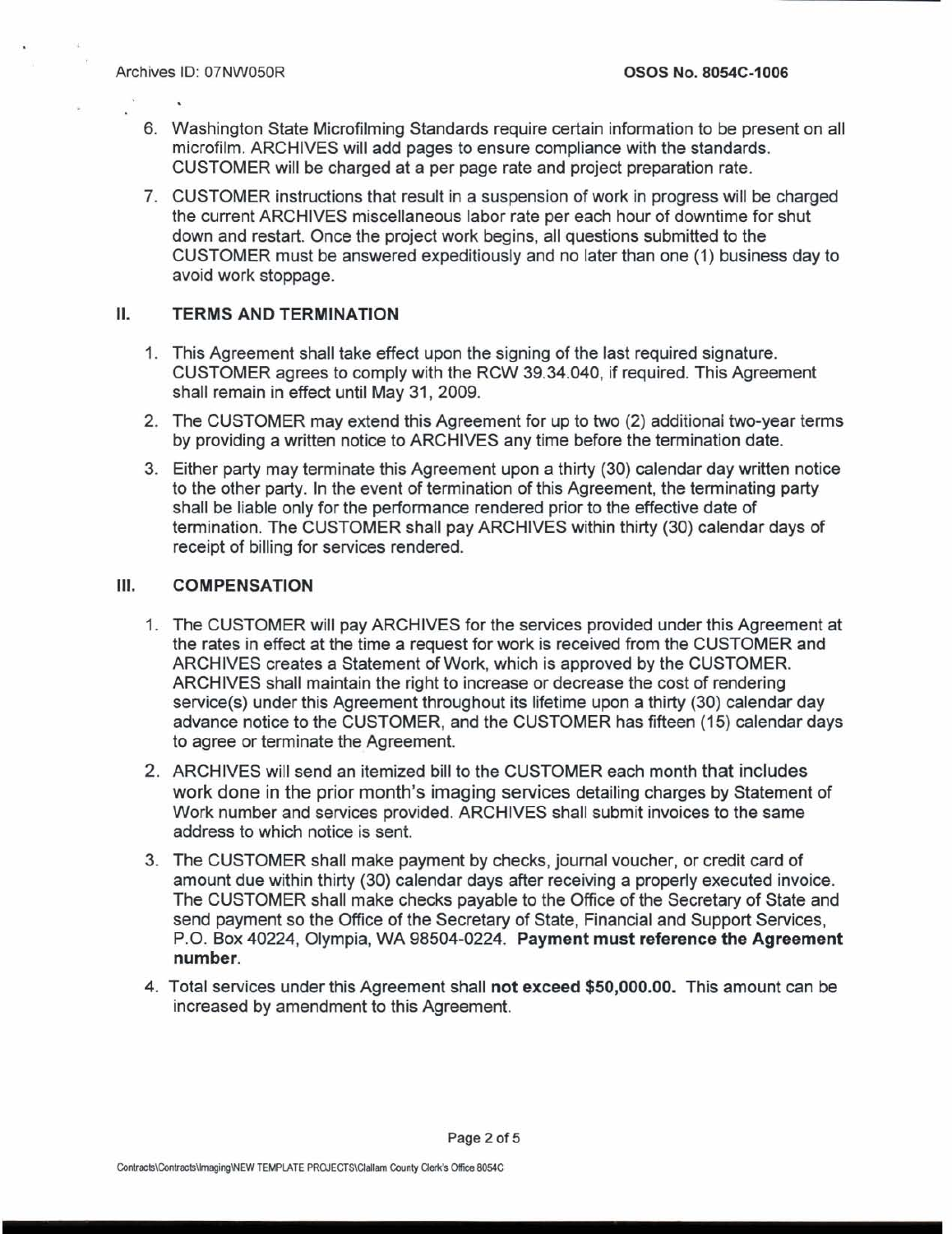6. Washington State Microfilming Standards require certain information to be present on all microfilm. ARCHIVES will add pages to ensure compliance with the standards. CUSTOMER will be charged at a per page rate and project preparation rate.

7. CUSTOMER instructions that result in a suspension of work in progress will be charged the current ARCHIVES miscellaneous labor rate per each hour of downtime for shut down and restart. Once the project work begins, all questions submitted to the CUSTOMER must be answered expeditiously and no later than one (1) business day to avoid work stoppage.

## II. TERMS AND TERMINATION

1. This Agreement shall take effect upon the signing of the last required signature. CUSTOMER agrees to comply with the RCW 39.34.040, if required. This Agreement shall remain in effect until May 31, 2009.

2. The CUSTOMER may extend this Agreement for up to two (2) additional two-year terms by providing a written notice to ARCHIVES any time before the termination date.

3. Either party may terminate this Agreement upon a thirty (30) calendar day written notice to the other party. In the event of termination of this Agreement, the terminating party shall be liable only for the performance rendered prior to the effective date of termination. The CUSTOMER shall pay ARCHIVES within thirty (30) calendar days of receipt of billing for services rendered.

## III. COMPENSATION

1. The CUSTOMER will pay ARCHIVES for the services provided under this Agreement at the rates in effect at the time a request for work is received from the CUSTOMER and ARCHIVES creates a Statement of Work, which is approved by the CUSTOMER. ARCHIVES shall maintain the right to increase or decrease the cost of rendering service(s) under this Agreement throughout its lifetime upon a thirty (30) calendar day advance notice to the CUSTOMER, and the CUSTOMER has fifteen (15) calendar days to agree or terminate the Agreement.

2. ARCHIVES will send an itemized bill to the CUSTOMER each month that includes work done in the prior month's imaging services detailing charges by Statement of Work number and services provided. ARCHIVES shall submit invoices to the same address to which notice is sent.

3. The CUSTOMER shall make payment by checks, journal voucher, or credit card of amount due within thirty (30) calendar days after receiving a properly executed invoice. The CUSTOMER shall make checks payable to the Office of the Secretary of State and send payment so the Office of the Secretary of State, Financial and Support Services, P.O. Box 40224, Olympia, WA 98504-0224. **Payment must reference the Agreement number.**

4. Total services under this Agreement shall **not exceed $50,000.00.** This amount can be increased by amendment to this Agreement.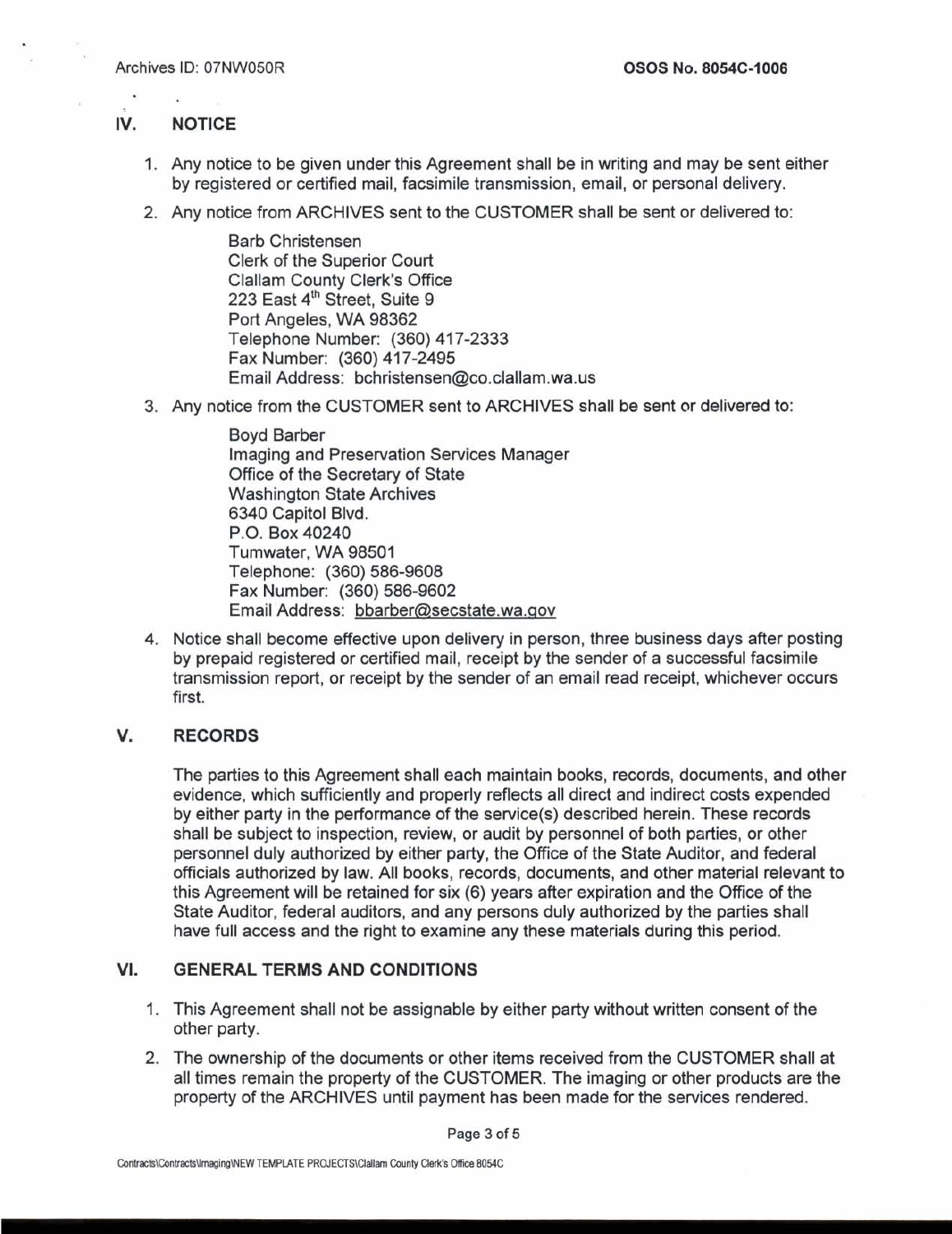## IV. NOTICE

1. Any notice to be given under this Agreement shall be in writing and may be sent either by registered or certified mail, facsimile transmission, email, or personal delivery.
2. Any notice from ARCHIVES sent to the CUSTOMER shall be sent or delivered to:

   Barb Christensen
   Clerk of the Superior Court
   Clallam County Clerk's Office
   223 East 4th Street, Suite 9
   Port Angeles, WA 98362
   Telephone Number: (360) 417-2333
   Fax Number: (360) 417-2495
   Email Address: bchristensen@co.clallam.wa.us

3. Any notice from the CUSTOMER sent to ARCHIVES shall be sent or delivered to:

   Boyd Barber
   Imaging and Preservation Services Manager
   Office of the Secretary of State
   Washington State Archives
   6340 Capitol Blvd.
   P.O. Box 40240
   Tumwater, WA 98501
   Telephone: (360) 586-9608
   Fax Number: (360) 586-9602
   Email Address: bbarber@secstate.wa.gov

4. Notice shall become effective upon delivery in person, three business days after posting by prepaid registered or certified mail, receipt by the sender of a successful facsimile transmission report, or receipt by the sender of an email read receipt, whichever occurs first.

## V. RECORDS

The parties to this Agreement shall each maintain books, records, documents, and other evidence, which sufficiently and properly reflects all direct and indirect costs expended by either party in the performance of the service(s) described herein. These records shall be subject to inspection, review, or audit by personnel of both parties, or other personnel duly authorized by either party, the Office of the State Auditor, and federal officials authorized by law. All books, records, documents, and other material relevant to this Agreement will be retained for six (6) years after expiration and the Office of the State Auditor, federal auditors, and any persons duly authorized by the parties shall have full access and the right to examine any these materials during this period.

## VI. GENERAL TERMS AND CONDITIONS

1. This Agreement shall not be assignable by either party without written consent of the other party.
2. The ownership of the documents or other items received from the CUSTOMER shall at all times remain the property of the CUSTOMER. The imaging or other products are the property of the ARCHIVES until payment has been made for the services rendered.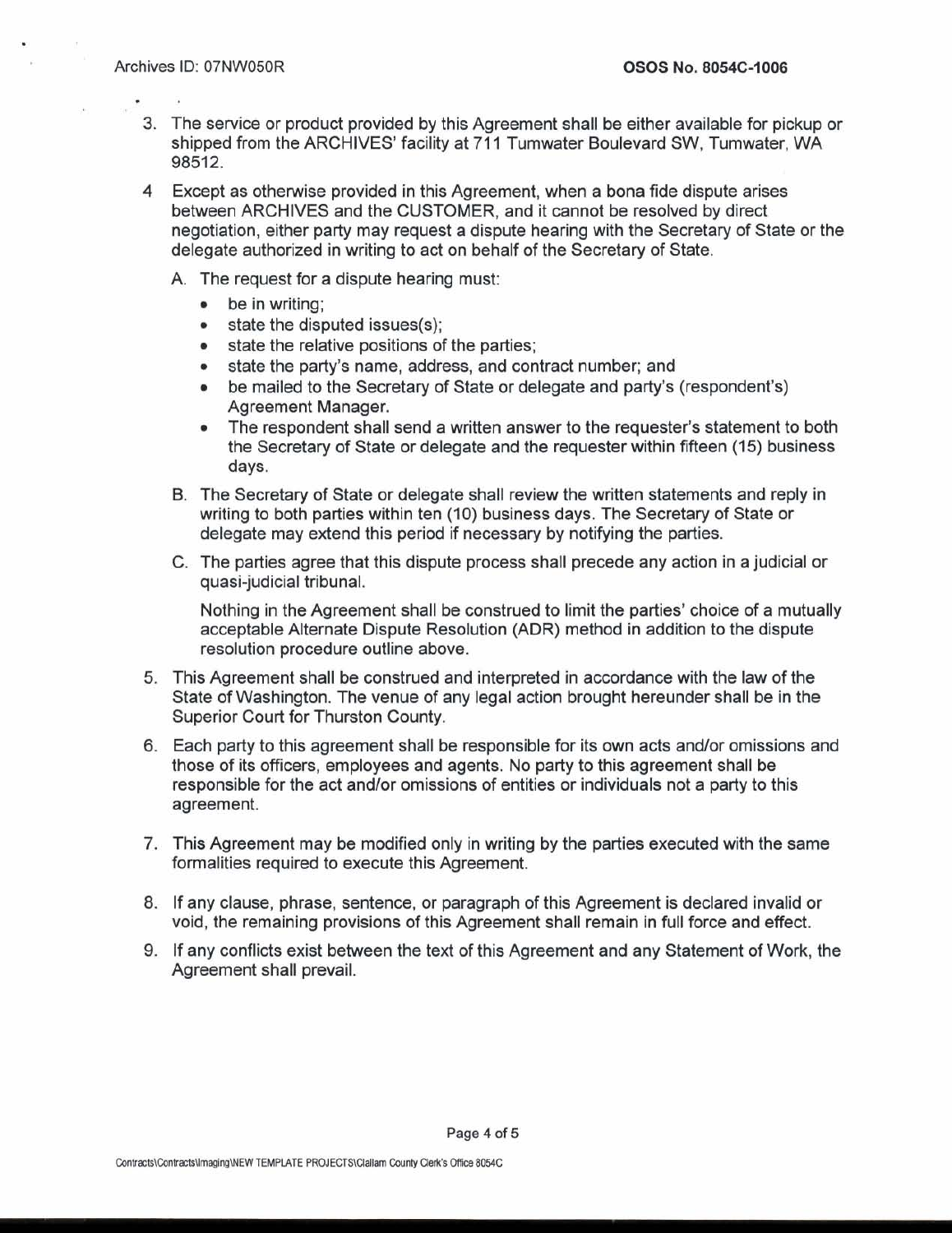3. The service or product provided by this Agreement shall be either available for pickup or shipped from the ARCHIVES' facility at 711 Tumwater Boulevard SW, Tumwater, WA 98512.

4 Except as otherwise provided in this Agreement, when a bona fide dispute arises between ARCHIVES and the CUSTOMER, and it cannot be resolved by direct negotiation, either party may request a dispute hearing with the Secretary of State or the delegate authorized in writing to act on behalf of the Secretary of State.

   A. The request for a dispute hearing must:
      - be in writing;
      - state the disputed issues(s);
      - state the relative positions of the parties;
      - state the party's name, address, and contract number; and
      - be mailed to the Secretary of State or delegate and party's (respondent's) Agreement Manager.
      - The respondent shall send a written answer to the requester's statement to both the Secretary of State or delegate and the requester within fifteen (15) business days.

   B. The Secretary of State or delegate shall review the written statements and reply in writing to both parties within ten (10) business days. The Secretary of State or delegate may extend this period if necessary by notifying the parties.

   C. The parties agree that this dispute process shall precede any action in a judicial or quasi-judicial tribunal.

      Nothing in the Agreement shall be construed to limit the parties' choice of a mutually acceptable Alternate Dispute Resolution (ADR) method in addition to the dispute resolution procedure outline above.

5. This Agreement shall be construed and interpreted in accordance with the law of the State of Washington. The venue of any legal action brought hereunder shall be in the Superior Court for Thurston County.

6. Each party to this agreement shall be responsible for its own acts and/or omissions and those of its officers, employees and agents. No party to this agreement shall be responsible for the act and/or omissions of entities or individuals not a party to this agreement.

7. This Agreement may be modified only in writing by the parties executed with the same formalities required to execute this Agreement.

8. If any clause, phrase, sentence, or paragraph of this Agreement is declared invalid or void, the remaining provisions of this Agreement shall remain in full force and effect.

9. If any conflicts exist between the text of this Agreement and any Statement of Work, the Agreement shall prevail.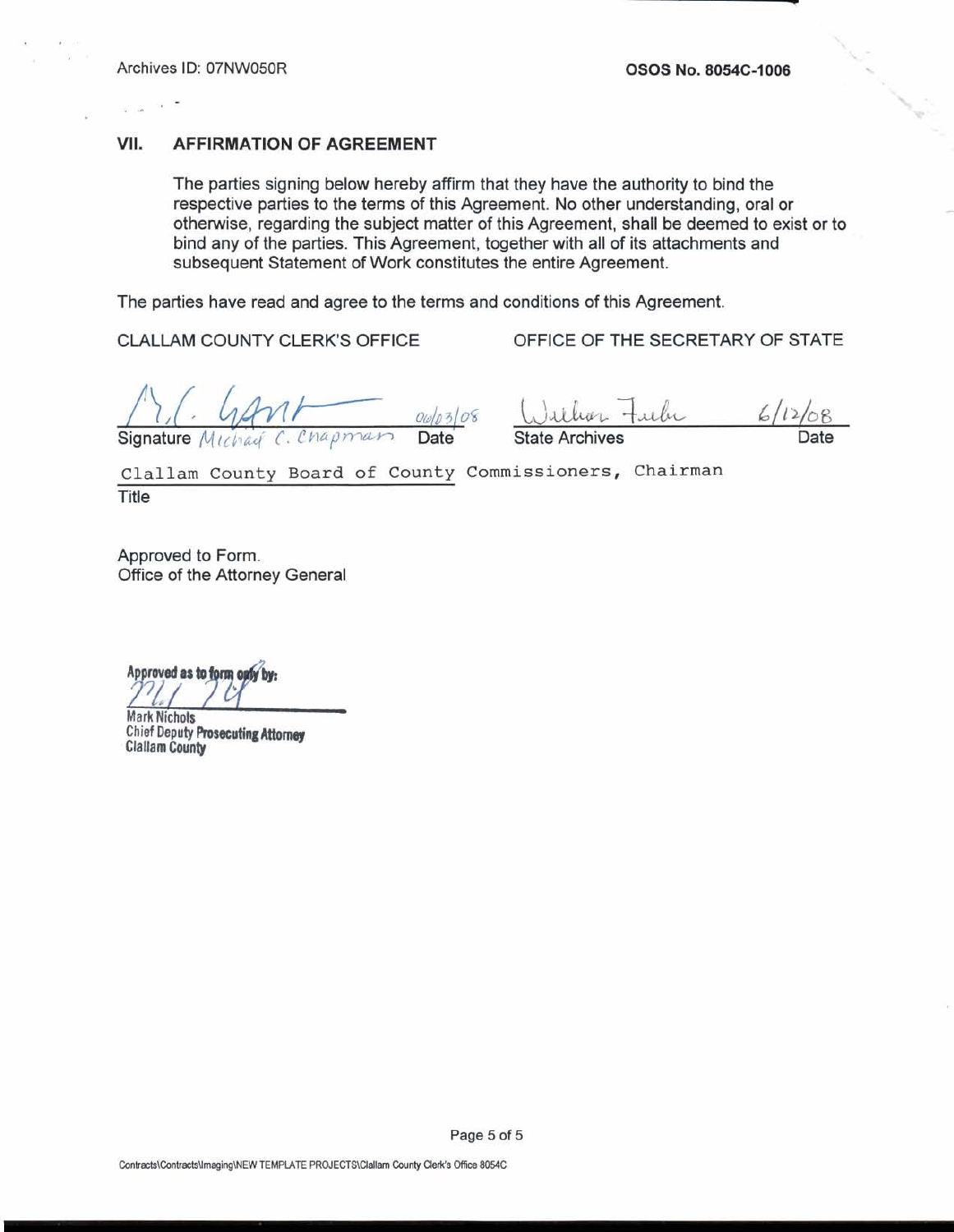Archives ID: 07NW050R

**OSOS No. 8054C-1006**

## VII. AFFIRMATION OF AGREEMENT

The parties signing below hereby affirm that they have the authority to bind the respective parties to the terms of this Agreement. No other understanding, oral or otherwise, regarding the subject matter of this Agreement, shall be deemed to exist or to bind any of the parties. This Agreement, together with all of its attachments and subsequent Statement of Work constitutes the entire Agreement.

The parties have read and agree to the terms and conditions of this Agreement.

CLALLAM COUNTY CLERK'S OFFICE

M. C. Chant — 06/03/08

Signature *Michael C. Chapman* Date

Clallam County Board of County Commissioners, Chairman

Title

OFFICE OF THE SECRETARY OF STATE

Jathan Fuhr — 6/12/08

State Archives Date

Approved to Form.
Office of the Attorney General

**Approved as to form only by:**

Mark Nichols
Chief Deputy Prosecuting Attorney
Clallam County

Contracts\Contracts\Imaging\NEW TEMPLATE PROJECTS\Clallam County Clerk's Office 8054C